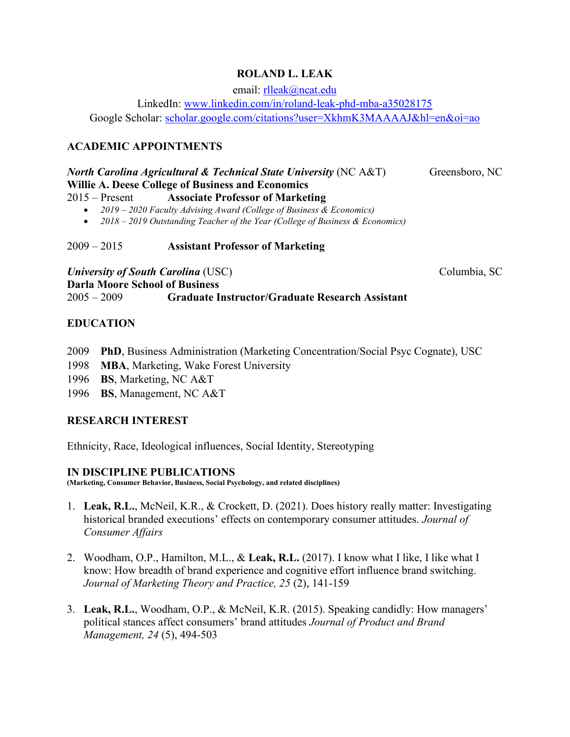# ROLAND L. LEAK

email: rlleak@ncat.edu
LinkedIn: www.linkedin.com/in/roland-leak-phd-mba-a35028175
Google Scholar: scholar.google.com/citations?user=XkhmK3MAAAAJ&hl=en&oi=ao

## ACADEMIC APPOINTMENTS

***North Carolina Agricultural & Technical State University*** (NC A&T) — Greensboro, NC
**Willie A. Deese College of Business and Economics**

2015 – Present **Associate Professor of Marketing**

- *2019 – 2020 Faculty Advising Award (College of Business & Economics)*
- *2018 – 2019 Outstanding Teacher of the Year (College of Business & Economics)*

2009 – 2015 **Assistant Professor of Marketing**

***University of South Carolina*** (USC) — Columbia, SC
**Darla Moore School of Business**

2005 – 2009 **Graduate Instructor/Graduate Research Assistant**

## EDUCATION

2009 **PhD**, Business Administration (Marketing Concentration/Social Psyc Cognate), USC
1998 **MBA**, Marketing, Wake Forest University
1996 **BS**, Marketing, NC A&T
1996 **BS**, Management, NC A&T

## RESEARCH INTEREST

Ethnicity, Race, Ideological influences, Social Identity, Stereotyping

## IN DISCIPLINE PUBLICATIONS

**(Marketing, Consumer Behavior, Business, Social Psychology, and related disciplines)**

1. **Leak, R.L.**, McNeil, K.R., & Crockett, D. (2021). Does history really matter: Investigating historical branded executions' effects on contemporary consumer attitudes. *Journal of Consumer Affairs*

2. Woodham, O.P., Hamilton, M.L., & **Leak, R.L.** (2017). I know what I like, I like what I know: How breadth of brand experience and cognitive effort influence brand switching. *Journal of Marketing Theory and Practice, 25* (2), 141-159

3. **Leak, R.L.**, Woodham, O.P., & McNeil, K.R. (2015). Speaking candidly: How managers' political stances affect consumers' brand attitudes *Journal of Product and Brand Management, 24* (5), 494-503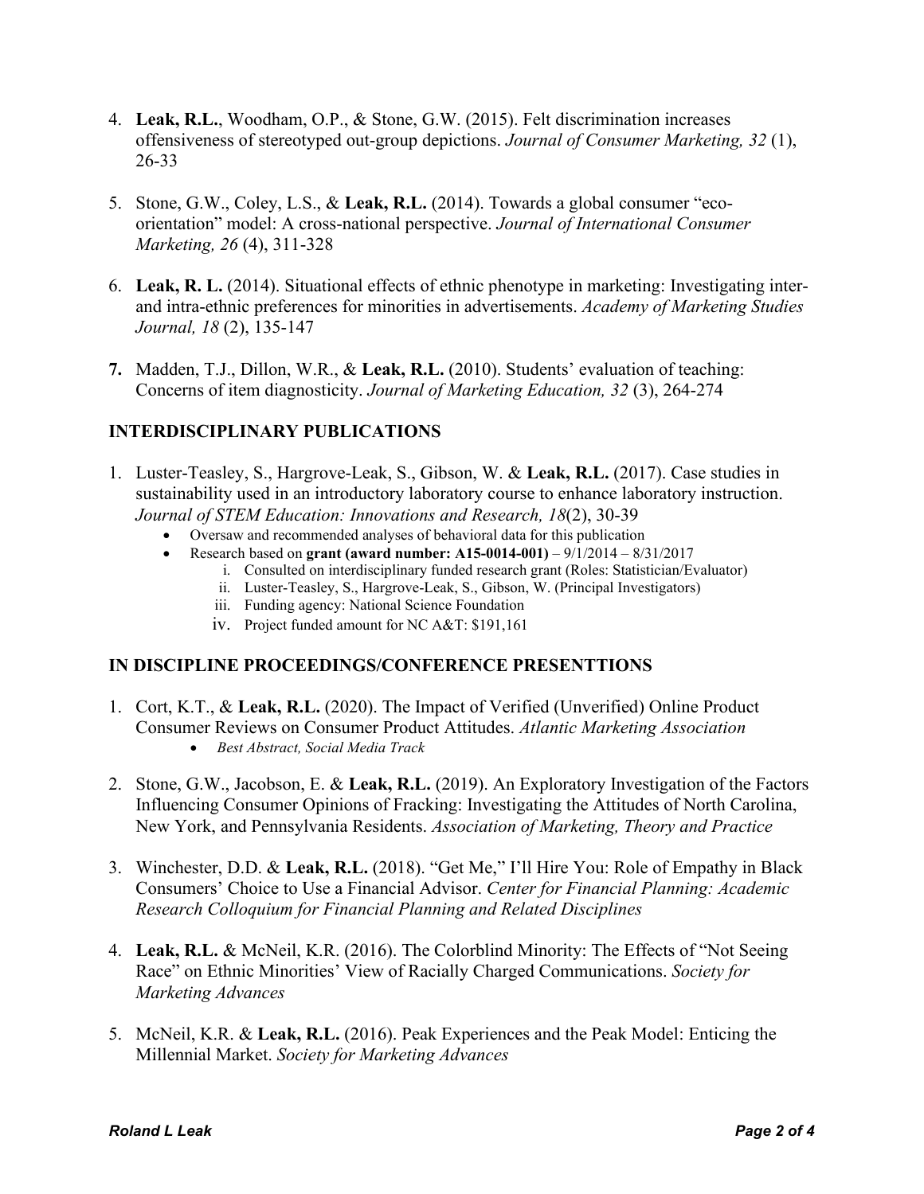4. **Leak, R.L.**, Woodham, O.P., & Stone, G.W. (2015). Felt discrimination increases offensiveness of stereotyped out-group depictions. *Journal of Consumer Marketing, 32* (1), 26-33

5. Stone, G.W., Coley, L.S., & **Leak, R.L.** (2014). Towards a global consumer "eco-orientation" model: A cross-national perspective. *Journal of International Consumer Marketing, 26* (4), 311-328

6. **Leak, R. L.** (2014). Situational effects of ethnic phenotype in marketing: Investigating inter- and intra-ethnic preferences for minorities in advertisements. *Academy of Marketing Studies Journal, 18* (2), 135-147

7. Madden, T.J., Dillon, W.R., & **Leak, R.L.** (2010). Students' evaluation of teaching: Concerns of item diagnosticity. *Journal of Marketing Education, 32* (3), 264-274

## INTERDISCIPLINARY PUBLICATIONS

1. Luster-Teasley, S., Hargrove-Leak, S., Gibson, W. & **Leak, R.L.** (2017). Case studies in sustainability used in an introductory laboratory course to enhance laboratory instruction. *Journal of STEM Education: Innovations and Research, 18*(2), 30-39
   - Oversaw and recommended analyses of behavioral data for this publication
   - Research based on **grant (award number: A15-0014-001)** – 9/1/2014 – 8/31/2017
     1. Consulted on interdisciplinary funded research grant (Roles: Statistician/Evaluator)
     2. Luster-Teasley, S., Hargrove-Leak, S., Gibson, W. (Principal Investigators)
     3. Funding agency: National Science Foundation
     4. Project funded amount for NC A&T: $191,161

## IN DISCIPLINE PROCEEDINGS/CONFERENCE PRESENTTIONS

1. Cort, K.T., & **Leak, R.L.** (2020). The Impact of Verified (Unverified) Online Product Consumer Reviews on Consumer Product Attitudes. *Atlantic Marketing Association*
   - *Best Abstract, Social Media Track*

2. Stone, G.W., Jacobson, E. & **Leak, R.L.** (2019). An Exploratory Investigation of the Factors Influencing Consumer Opinions of Fracking: Investigating the Attitudes of North Carolina, New York, and Pennsylvania Residents. *Association of Marketing, Theory and Practice*

3. Winchester, D.D. & **Leak, R.L.** (2018). "Get Me," I'll Hire You: Role of Empathy in Black Consumers' Choice to Use a Financial Advisor. *Center for Financial Planning: Academic Research Colloquium for Financial Planning and Related Disciplines*

4. **Leak, R.L.** & McNeil, K.R. (2016). The Colorblind Minority: The Effects of "Not Seeing Race" on Ethnic Minorities' View of Racially Charged Communications. *Society for Marketing Advances*

5. McNeil, K.R. & **Leak, R.L.** (2016). Peak Experiences and the Peak Model: Enticing the Millennial Market. *Society for Marketing Advances*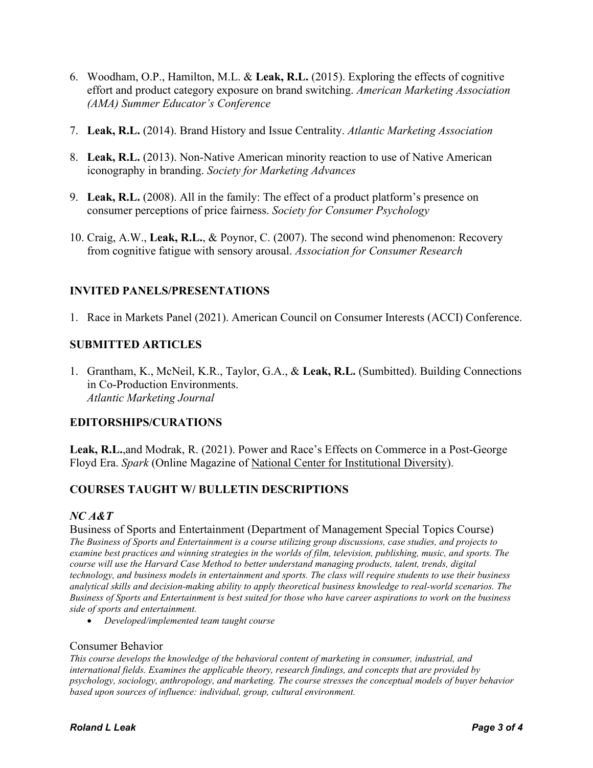6. Woodham, O.P., Hamilton, M.L. & **Leak, R.L.** (2015). Exploring the effects of cognitive effort and product category exposure on brand switching. *American Marketing Association (AMA) Summer Educator's Conference*

7. **Leak, R.L.** (2014). Brand History and Issue Centrality. *Atlantic Marketing Association*

8. **Leak, R.L.** (2013). Non-Native American minority reaction to use of Native American iconography in branding. *Society for Marketing Advances*

9. **Leak, R.L.** (2008). All in the family: The effect of a product platform's presence on consumer perceptions of price fairness. *Society for Consumer Psychology*

10. Craig, A.W., **Leak, R.L.**, & Poynor, C. (2007). The second wind phenomenon: Recovery from cognitive fatigue with sensory arousal. *Association for Consumer Research*

## INVITED PANELS/PRESENTATIONS

1. Race in Markets Panel (2021). American Council on Consumer Interests (ACCI) Conference.

## SUBMITTED ARTICLES

1. Grantham, K., McNeil, K.R., Taylor, G.A., & **Leak, R.L.** (Sumbitted). Building Connections in Co-Production Environments.
   *Atlantic Marketing Journal*

## EDITORSHIPS/CURATIONS

**Leak, R.L.**,and Modrak, R. (2021). Power and Race's Effects on Commerce in a Post-George Floyd Era. *Spark* (Online Magazine of National Center for Institutional Diversity).

## COURSES TAUGHT W/ BULLETIN DESCRIPTIONS

### *NC A&T*

Business of Sports and Entertainment (Department of Management Special Topics Course)

*The Business of Sports and Entertainment is a course utilizing group discussions, case studies, and projects to examine best practices and winning strategies in the worlds of film, television, publishing, music, and sports. The course will use the Harvard Case Method to better understand managing products, talent, trends, digital technology, and business models in entertainment and sports. The class will require students to use their business analytical skills and decision-making ability to apply theoretical business knowledge to real-world scenarios. The Business of Sports and Entertainment is best suited for those who have career aspirations to work on the business side of sports and entertainment.*

- *Developed/implemented team taught course*

Consumer Behavior

*This course develops the knowledge of the behavioral content of marketing in consumer, industrial, and international fields. Examines the applicable theory, research findings, and concepts that are provided by psychology, sociology, anthropology, and marketing. The course stresses the conceptual models of buyer behavior based upon sources of influence: individual, group, cultural environment.*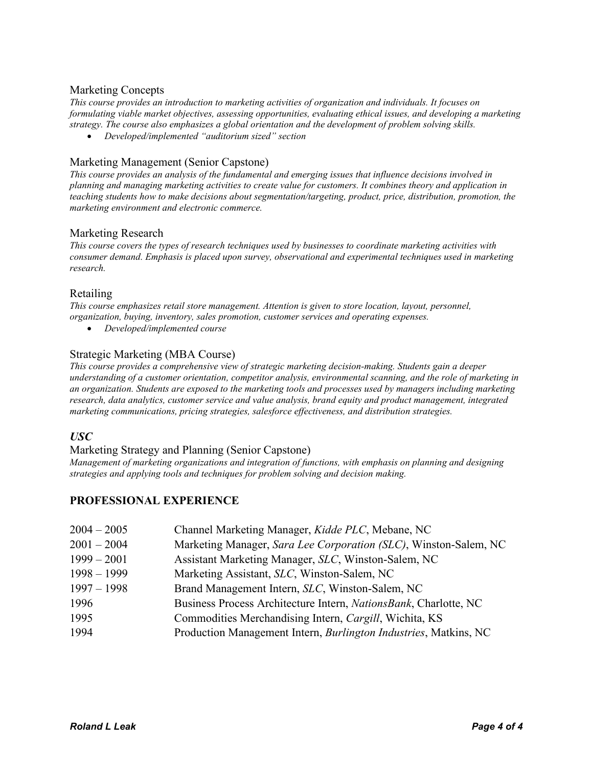Marketing Concepts

*This course provides an introduction to marketing activities of organization and individuals. It focuses on formulating viable market objectives, assessing opportunities, evaluating ethical issues, and developing a marketing strategy. The course also emphasizes a global orientation and the development of problem solving skills.*

- *Developed/implemented "auditorium sized" section*

Marketing Management (Senior Capstone)

*This course provides an analysis of the fundamental and emerging issues that influence decisions involved in planning and managing marketing activities to create value for customers. It combines theory and application in teaching students how to make decisions about segmentation/targeting, product, price, distribution, promotion, the marketing environment and electronic commerce.*

Marketing Research

*This course covers the types of research techniques used by businesses to coordinate marketing activities with consumer demand. Emphasis is placed upon survey, observational and experimental techniques used in marketing research.*

Retailing

*This course emphasizes retail store management. Attention is given to store location, layout, personnel, organization, buying, inventory, sales promotion, customer services and operating expenses.*

- *Developed/implemented course*

Strategic Marketing (MBA Course)

*This course provides a comprehensive view of strategic marketing decision-making. Students gain a deeper understanding of a customer orientation, competitor analysis, environmental scanning, and the role of marketing in an organization. Students are exposed to the marketing tools and processes used by managers including marketing research, data analytics, customer service and value analysis, brand equity and product management, integrated marketing communications, pricing strategies, salesforce effectiveness, and distribution strategies.*

### *USC*

Marketing Strategy and Planning (Senior Capstone)

*Management of marketing organizations and integration of functions, with emphasis on planning and designing strategies and applying tools and techniques for problem solving and decision making.*

## PROFESSIONAL EXPERIENCE

| | |
|---|---|
| 2004 – 2005 | Channel Marketing Manager, *Kidde PLC*, Mebane, NC |
| 2001 – 2004 | Marketing Manager, *Sara Lee Corporation (SLC)*, Winston-Salem, NC |
| 1999 – 2001 | Assistant Marketing Manager, *SLC*, Winston-Salem, NC |
| 1998 – 1999 | Marketing Assistant, *SLC*, Winston-Salem, NC |
| 1997 – 1998 | Brand Management Intern, *SLC*, Winston-Salem, NC |
| 1996 | Business Process Architecture Intern, *NationsBank*, Charlotte, NC |
| 1995 | Commodities Merchandising Intern, *Cargill*, Wichita, KS |
| 1994 | Production Management Intern, *Burlington Industries*, Matkins, NC |